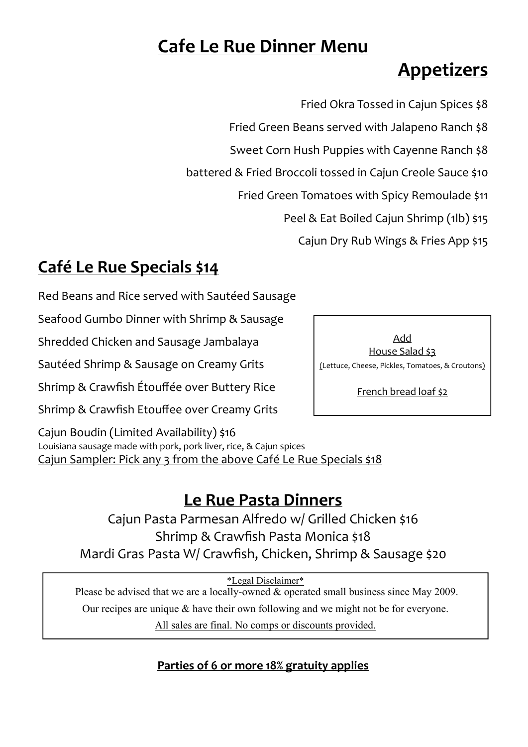# Cafe Le Rue Dinner Menu

## Appetizers

Fried Okra Tossed in Cajun Spices $8

Fried Green Beans served with Jalapeno Ranch $8

Sweet Corn Hush Puppies with Cayenne Ranch $8

battered & Fried Broccoli tossed in Cajun Creole Sauce $10

Fried Green Tomatoes with Spicy Remoulade $11

Peel & Eat Boiled Cajun Shrimp (1lb) $15

Cajun Dry Rub Wings & Fries App $15

## Café Le Rue Specials $14

Red Beans and Rice served with Sautéed Sausage

Seafood Gumbo Dinner with Shrimp & Sausage

Shredded Chicken and Sausage Jambalaya

Sautéed Shrimp & Sausage on Creamy Grits

Shrimp & Crawfish Étouffée over Buttery Rice

Shrimp & Crawfish Etouffee over Creamy Grits

Cajun Boudin (Limited Availability) $16

Louisiana sausage made with pork, pork liver, rice, & Cajun spices

Cajun Sampler: Pick any 3 from the above Café Le Rue Specials $18

Add

House Salad $3

(Lettuce, Cheese, Pickles, Tomatoes, & Croutons)

French bread loaf $2

## Le Rue Pasta Dinners

Cajun Pasta Parmesan Alfredo w/ Grilled Chicken $16

Shrimp & Crawfish Pasta Monica $18

Mardi Gras Pasta W/ Crawfish, Chicken, Shrimp & Sausage $20

*Legal Disclaimer*

Please be advised that we are a locally-owned & operated small business since May 2009.

Our recipes are unique & have their own following and we might not be for everyone.

All sales are final. No comps or discounts provided.

**Parties of 6 or more 18% gratuity applies**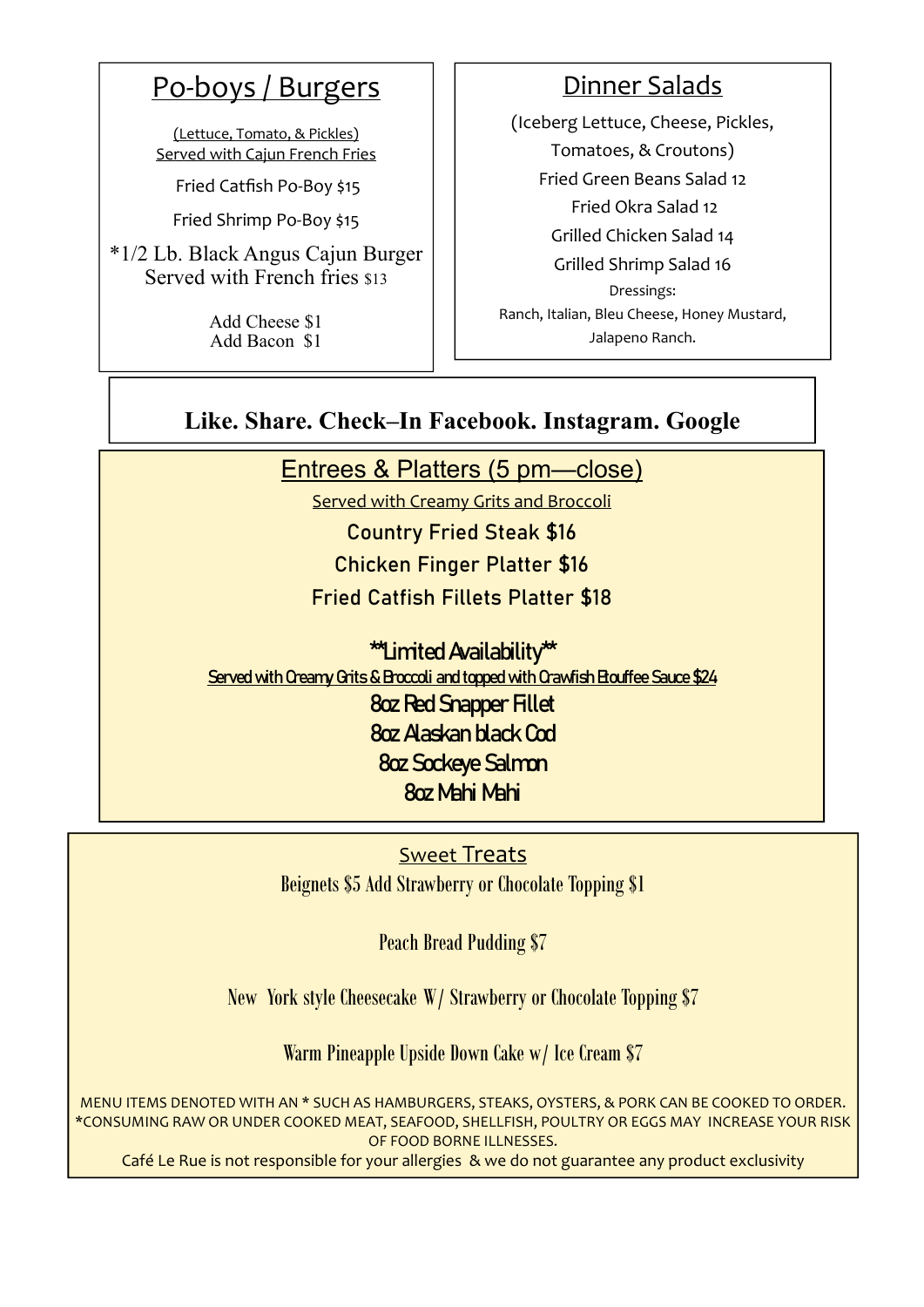## Po-boys / Burgers

(Lettuce, Tomato, & Pickles)
Served with Cajun French Fries

Fried Catfish Po-Boy $15

Fried Shrimp Po-Boy $15

*1/2 Lb. Black Angus Cajun Burger Served with French fries $13

Add Cheese $1
Add Bacon $1

## Dinner Salads

(Iceberg Lettuce, Cheese, Pickles, Tomatoes, & Croutons)

Fried Green Beans Salad 12

Fried Okra Salad 12

Grilled Chicken Salad 14

Grilled Shrimp Salad 16

Dressings:
Ranch, Italian, Bleu Cheese, Honey Mustard, Jalapeno Ranch.

**Like. Share. Check–In Facebook. Instagram. Google**

## Entrees & Platters (5 pm—close)

Served with Creamy Grits and Broccoli

**Country Fried Steak $16**

**Chicken Finger Platter $16**

**Fried Catfish Fillets Platter $18**

**\*\*Limited Availability\*\***

Served with Creamy Grits & Broccoli and topped with Crawfish Etouffee Sauce $24

**8oz Red Snapper Fillet**

**8oz Alaskan black Cod**

**8oz Sockeye Salmon**

**8oz Mahi Mahi**

## Sweet Treats

Beignets $5 Add Strawberry or Chocolate Topping $1

Peach Bread Pudding $7

New York style Cheesecake W/ Strawberry or Chocolate Topping $7

Warm Pineapple Upside Down Cake w/ Ice Cream $7

MENU ITEMS DENOTED WITH AN * SUCH AS HAMBURGERS, STEAKS, OYSTERS, & PORK CAN BE COOKED TO ORDER. *CONSUMING RAW OR UNDER COOKED MEAT, SEAFOOD, SHELLFISH, POULTRY OR EGGS MAY INCREASE YOUR RISK OF FOOD BORNE ILLNESSES.
Café Le Rue is not responsible for your allergies & we do not guarantee any product exclusivity